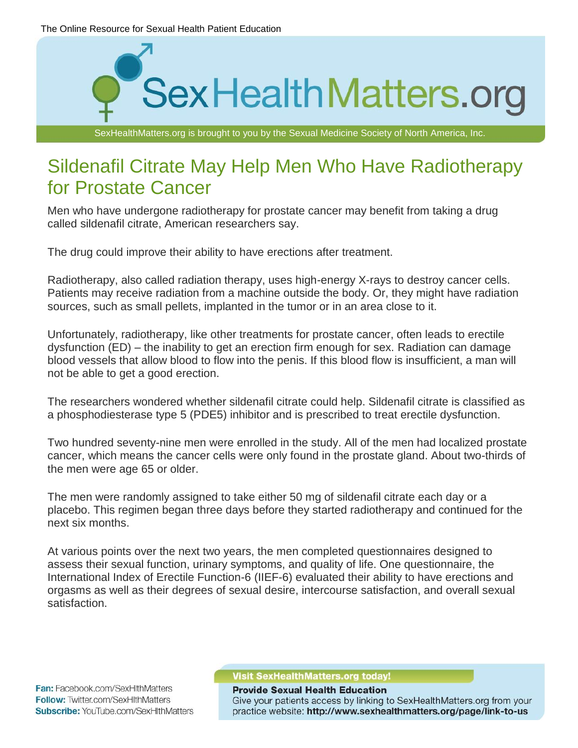# Sildenafil Citrate May Help Men Who Have Radiotherapy for Prostate Cancer

Men who have undergone radiotherapy for prostate cancer may benefit from taking a drug called sildenafil citrate, American researchers say.

The drug could improve their ability to have erections after treatment.

Radiotherapy, also called radiation therapy, uses high-energy X-rays to destroy cancer cells. Patients may receive radiation from a machine outside the body. Or, they might have radiation sources, such as small pellets, implanted in the tumor or in an area close to it.

Unfortunately, radiotherapy, like other treatments for prostate cancer, often leads to erectile dysfunction (ED) – the inability to get an erection firm enough for sex. Radiation can damage blood vessels that allow blood to flow into the penis. If this blood flow is insufficient, a man will not be able to get a good erection.

The researchers wondered whether sildenafil citrate could help. Sildenafil citrate is classified as a phosphodiesterase type 5 (PDE5) inhibitor and is prescribed to treat erectile dysfunction.

Two hundred seventy-nine men were enrolled in the study. All of the men had localized prostate cancer, which means the cancer cells were only found in the prostate gland. About two-thirds of the men were age 65 or older.

The men were randomly assigned to take either 50 mg of sildenafil citrate each day or a placebo. This regimen began three days before they started radiotherapy and continued for the next six months.

At various points over the next two years, the men completed questionnaires designed to assess their sexual function, urinary symptoms, and quality of life. One questionnaire, the International Index of Erectile Function-6 (IIEF-6) evaluated their ability to have erections and orgasms as well as their degrees of sexual desire, intercourse satisfaction, and overall sexual satisfaction.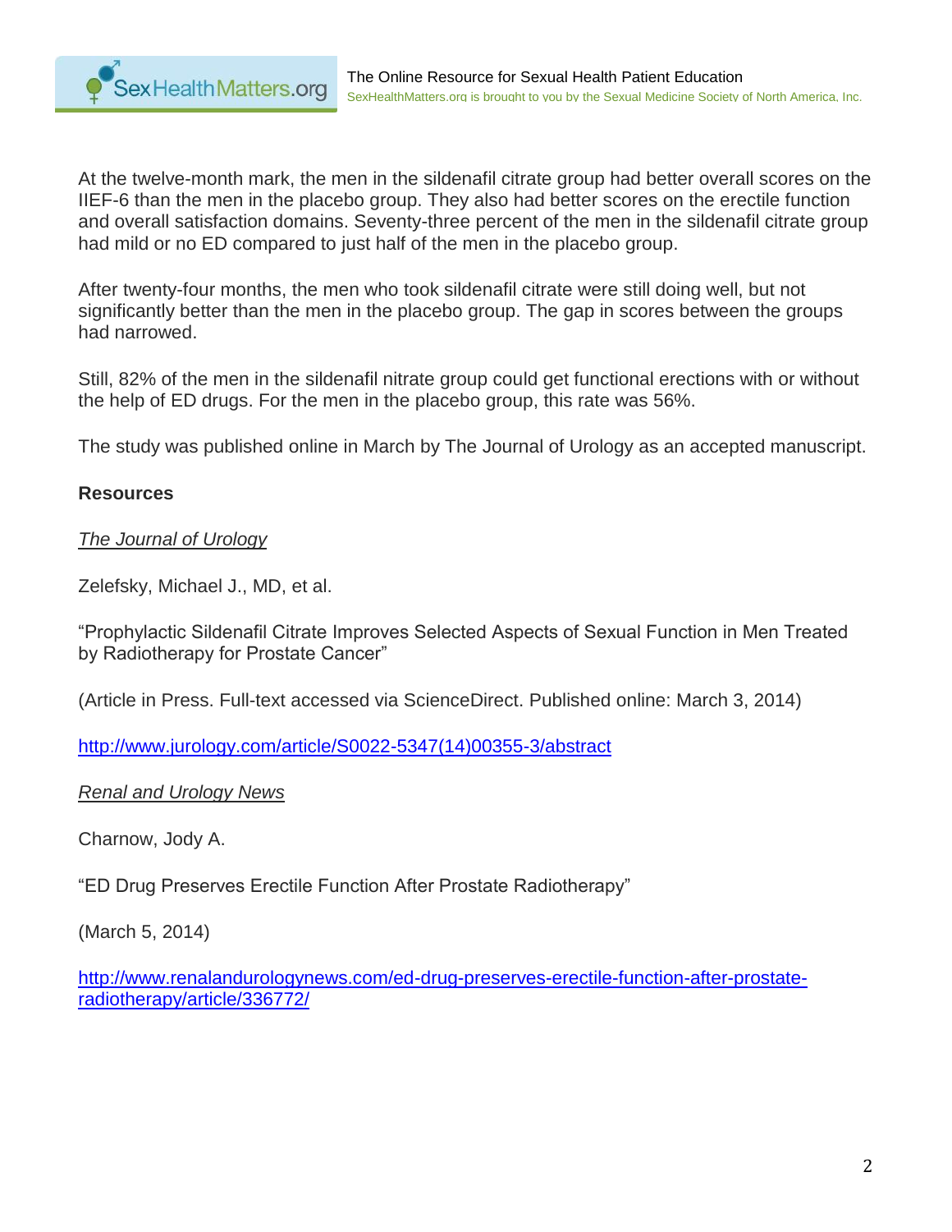At the twelve-month mark, the men in the sildenafil citrate group had better overall scores on the IIEF-6 than the men in the placebo group. They also had better scores on the erectile function and overall satisfaction domains. Seventy-three percent of the men in the sildenafil citrate group had mild or no ED compared to just half of the men in the placebo group.

After twenty-four months, the men who took sildenafil citrate were still doing well, but not significantly better than the men in the placebo group. The gap in scores between the groups had narrowed.

Still, 82% of the men in the sildenafil nitrate group could get functional erections with or without the help of ED drugs. For the men in the placebo group, this rate was 56%.

The study was published online in March by The Journal of Urology as an accepted manuscript.

**Resources**

*The Journal of Urology*

Zelefsky, Michael J., MD, et al.

"Prophylactic Sildenafil Citrate Improves Selected Aspects of Sexual Function in Men Treated by Radiotherapy for Prostate Cancer"

(Article in Press. Full-text accessed via ScienceDirect. Published online: March 3, 2014)

http://www.jurology.com/article/S0022-5347(14)00355-3/abstract

*Renal and Urology News*

Charnow, Jody A.

"ED Drug Preserves Erectile Function After Prostate Radiotherapy"

(March 5, 2014)

http://www.renalandurologynews.com/ed-drug-preserves-erectile-function-after-prostate-radiotherapy/article/336772/